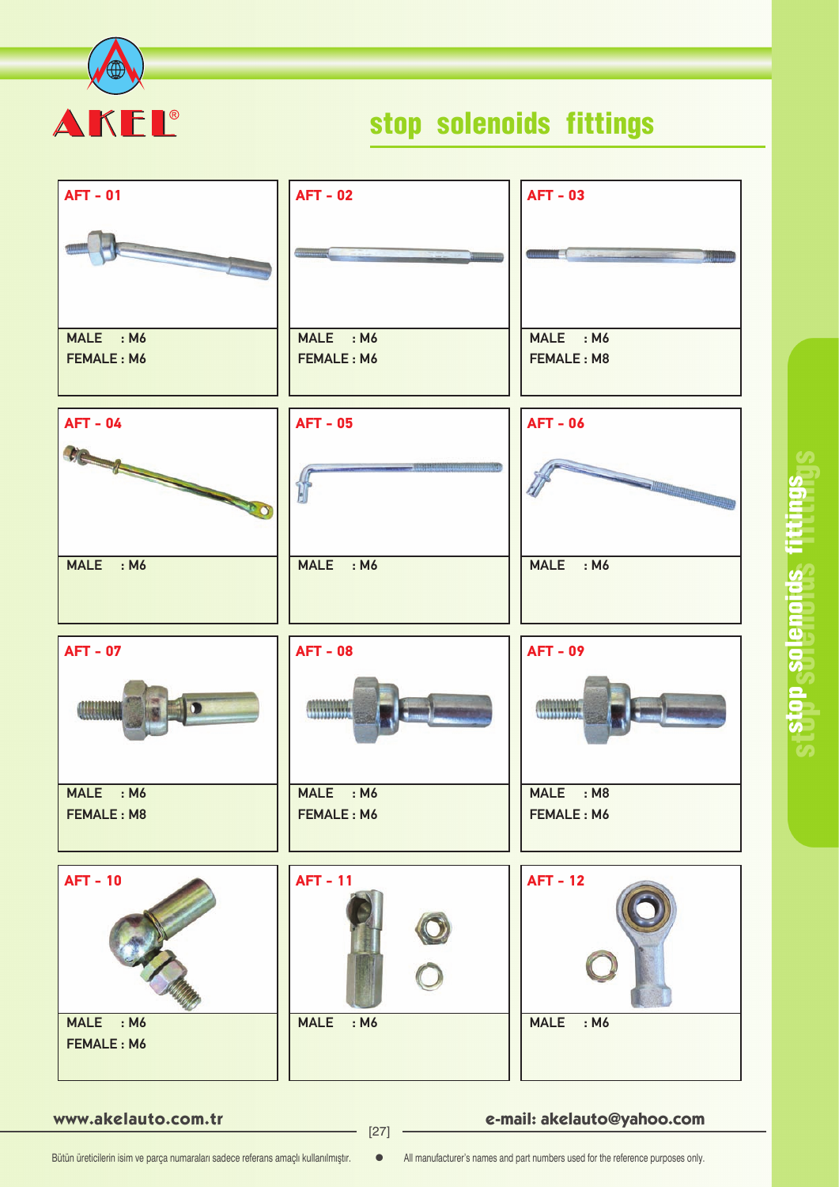AKEL®

# stop solenoids fittings

| Part | Specifications |
|---|---|
| AFT - 01 | MALE : M6<br>FEMALE : M6 |
| AFT - 02 | MALE : M6<br>FEMALE : M6 |
| AFT - 03 | MALE : M6<br>FEMALE : M8 |
| AFT - 04 | MALE : M6 |
| AFT - 05 | MALE : M6 |
| AFT - 06 | MALE : M6 |
| AFT - 07 | MALE : M6<br>FEMALE : M8 |
| AFT - 08 | MALE : M6<br>FEMALE : M6 |
| AFT - 09 | MALE : M8<br>FEMALE : M6 |
| AFT - 10 | MALE : M6<br>FEMALE : M6 |
| AFT - 11 | MALE : M6 |
| AFT - 12 | MALE : M6 |

www.akelauto.com.tr

e-mail: akelauto@yahoo.com

Bütün üreticilerin isim ve parça numaraları sadece referans amaçlı kullanılmıştır. ● All manufacturer's names and part numbers used for the reference purposes only.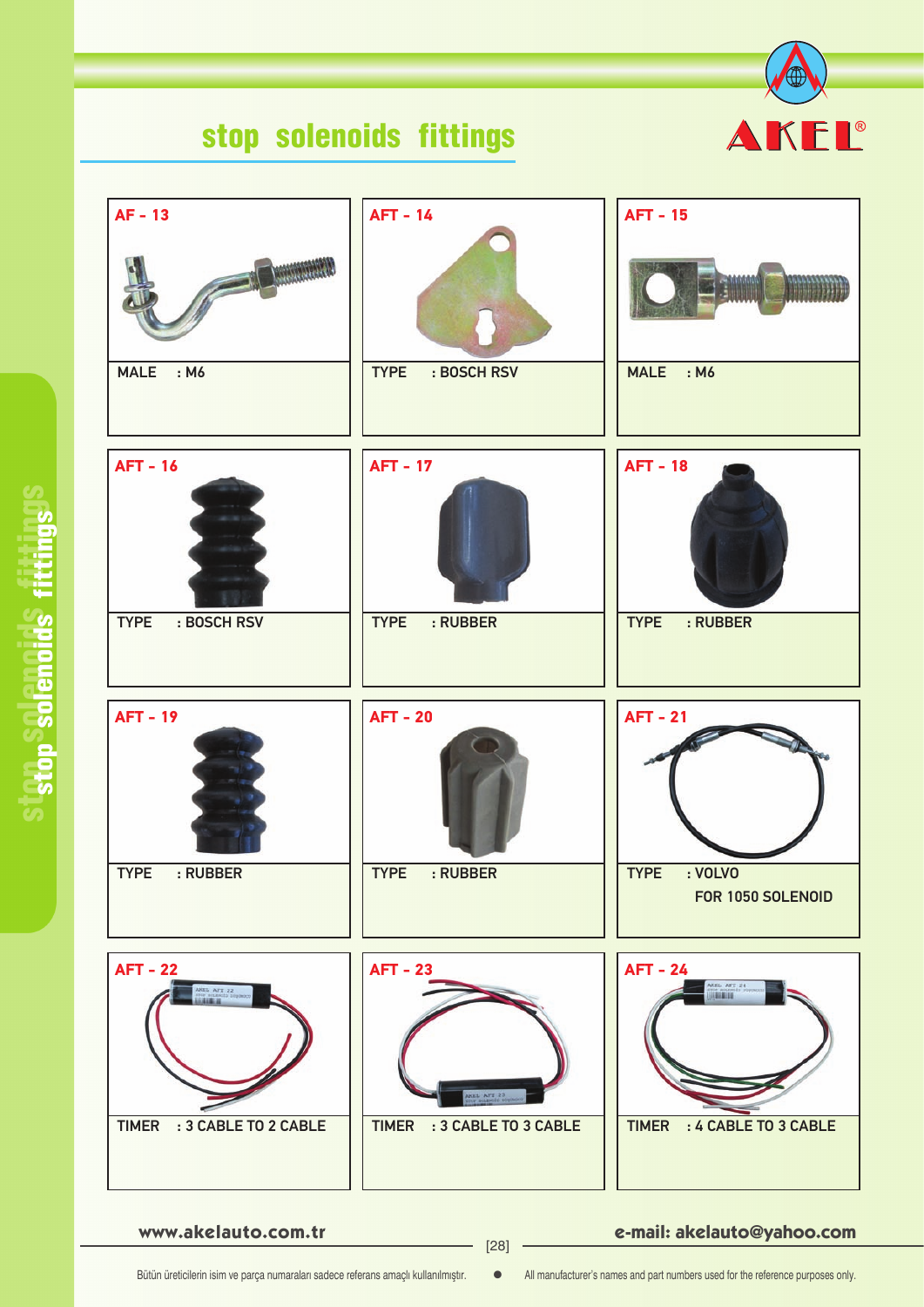# stop solenoids fittings

**AKEL®**

## AF - 13

MALE : M6

## AFT - 14

TYPE : BOSCH RSV

## AFT - 15

MALE : M6

## AFT - 16

TYPE : BOSCH RSV

## AFT - 17

TYPE : RUBBER

## AFT - 18

TYPE : RUBBER

## AFT - 19

TYPE : RUBBER

## AFT - 20

TYPE : RUBBER

## AFT - 21

TYPE : VOLVO
FOR 1050 SOLENOID

## AFT - 22

TIMER : 3 CABLE TO 2 CABLE

## AFT - 23

TIMER : 3 CABLE TO 3 CABLE

## AFT - 24

TIMER : 4 CABLE TO 3 CABLE

www.akelauto.com.tr

e-mail: akelauto@yahoo.com

Bütün üreticilerin isim ve parça numaraları sadece referans amaçlı kullanılmıştır. ● All manufacturer's names and part numbers used for the reference purposes only.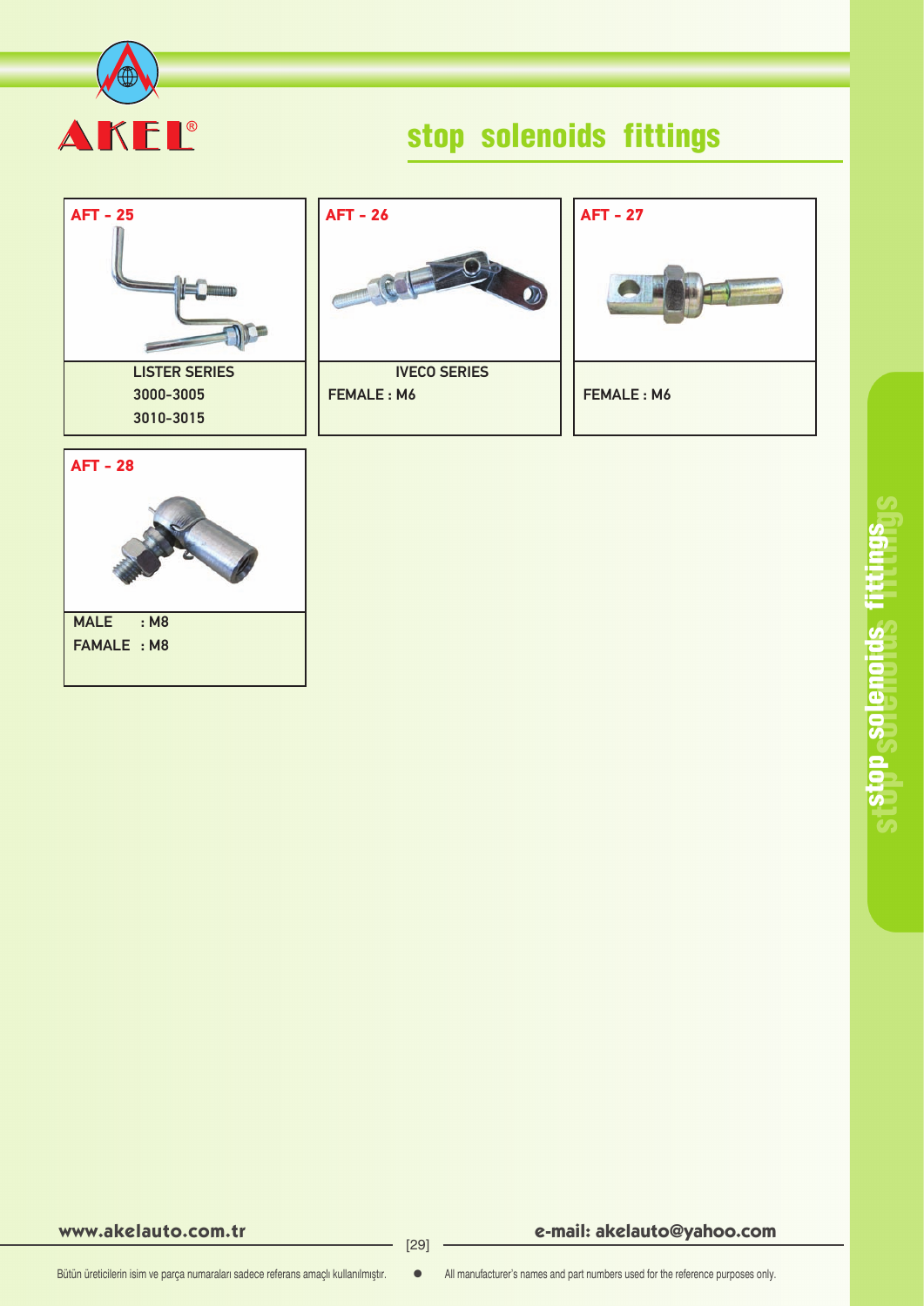# stop solenoids fittings

| AFT - 25 | AFT - 26 | AFT - 27 |
|---|---|---|
| LISTER SERIES<br>3000-3005<br>3010-3015 | IVECO SERIES<br>FEMALE : M6 | FEMALE : M6 |

| AFT - 28 |
|---|
| MALE : M8<br>FAMALE : M8 |

www.akelauto.com.tr

e-mail: akelauto@yahoo.com

Bütün üreticilerin isim ve parça numaraları sadece referans amaçlı kullanılmıştır.

All manufacturer's names and part numbers used for the reference purposes only.